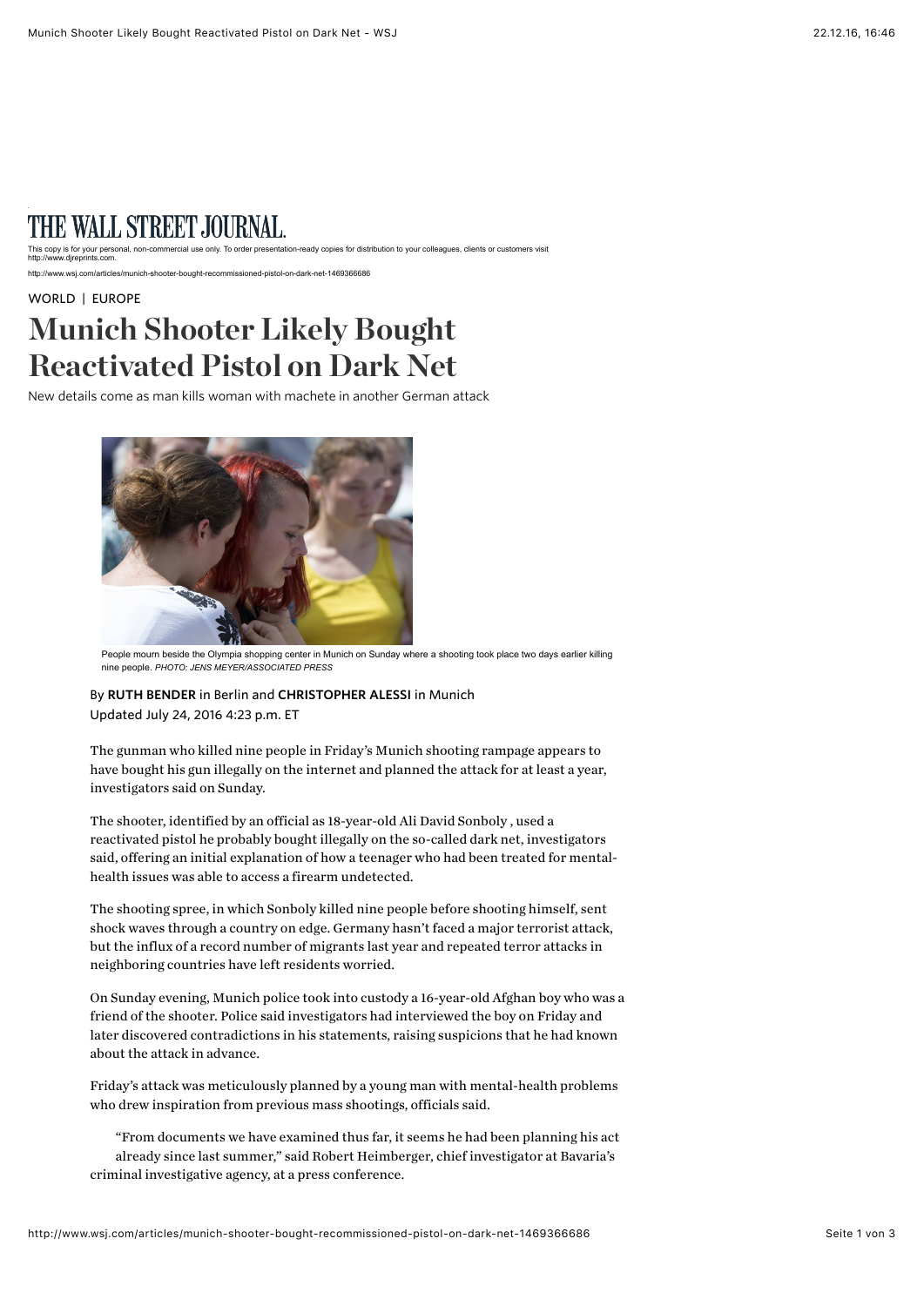THE WALL STREET JOURNAL.

This copy is for your personal, non-commercial use only. To order presentation-ready copies for distribution to your colleagues, clients or customers visit http://www.djreprints.com.

http://www.wsj.com/articles/munich-shooter-bought-recommissioned-pistol-on-dark-net-1469366686

WORLD | EUROPE

# Munich Shooter Likely Bought Reactivated Pistol on Dark Net

New details come as man kills woman with machete in another German attack

People mourn beside the Olympia shopping center in Munich on Sunday where a shooting took place two days earlier killing nine people. *PHOTO: JENS MEYER/ASSOCIATED PRESS*

By **RUTH BENDER** in Berlin and **CHRISTOPHER ALESSI** in Munich
Updated July 24, 2016 4:23 p.m. ET

The gunman who killed nine people in Friday's Munich shooting rampage appears to have bought his gun illegally on the internet and planned the attack for at least a year, investigators said on Sunday.

The shooter, identified by an official as 18-year-old Ali David Sonboly , used a reactivated pistol he probably bought illegally on the so-called dark net, investigators said, offering an initial explanation of how a teenager who had been treated for mental-health issues was able to access a firearm undetected.

The shooting spree, in which Sonboly killed nine people before shooting himself, sent shock waves through a country on edge. Germany hasn't faced a major terrorist attack, but the influx of a record number of migrants last year and repeated terror attacks in neighboring countries have left residents worried.

On Sunday evening, Munich police took into custody a 16-year-old Afghan boy who was a friend of the shooter. Police said investigators had interviewed the boy on Friday and later discovered contradictions in his statements, raising suspicions that he had known about the attack in advance.

Friday's attack was meticulously planned by a young man with mental-health problems who drew inspiration from previous mass shootings, officials said.

"From documents we have examined thus far, it seems he had been planning his act already since last summer," said Robert Heimberger, chief investigator at Bavaria's criminal investigative agency, at a press conference.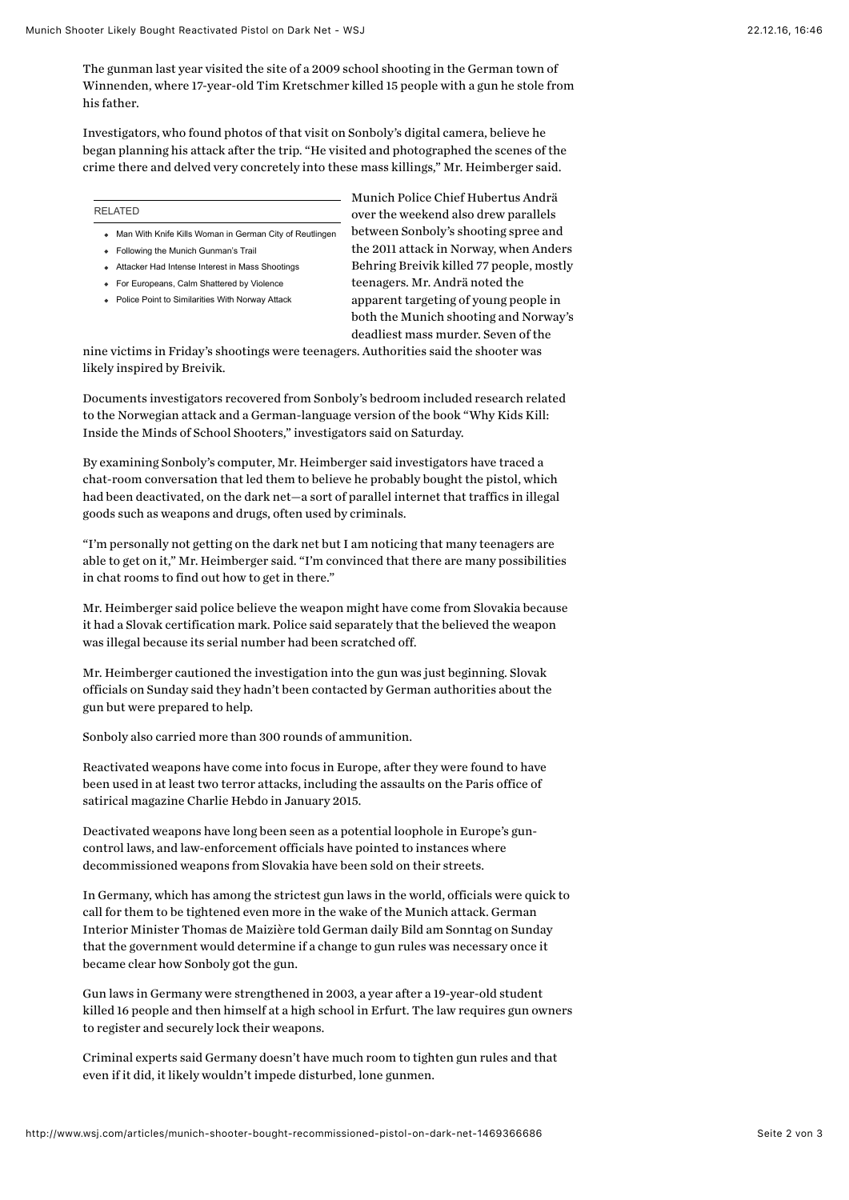The gunman last year visited the site of a 2009 school shooting in the German town of Winnenden, where 17-year-old Tim Kretschmer killed 15 people with a gun he stole from his father.

Investigators, who found photos of that visit on Sonboly's digital camera, believe he began planning his attack after the trip. "He visited and photographed the scenes of the crime there and delved very concretely into these mass killings," Mr. Heimberger said.

RELATED

- Man With Knife Kills Woman in German City of Reutlingen
- Following the Munich Gunman's Trail
- Attacker Had Intense Interest in Mass Shootings
- For Europeans, Calm Shattered by Violence
- Police Point to Similarities With Norway Attack

Munich Police Chief Hubertus Andrä over the weekend also drew parallels between Sonboly's shooting spree and the 2011 attack in Norway, when Anders Behring Breivik killed 77 people, mostly teenagers. Mr. Andrä noted the apparent targeting of young people in both the Munich shooting and Norway's deadliest mass murder. Seven of the nine victims in Friday's shootings were teenagers. Authorities said the shooter was likely inspired by Breivik.

Documents investigators recovered from Sonboly's bedroom included research related to the Norwegian attack and a German-language version of the book "Why Kids Kill: Inside the Minds of School Shooters," investigators said on Saturday.

By examining Sonboly's computer, Mr. Heimberger said investigators have traced a chat-room conversation that led them to believe he probably bought the pistol, which had been deactivated, on the dark net—a sort of parallel internet that traffics in illegal goods such as weapons and drugs, often used by criminals.

"I'm personally not getting on the dark net but I am noticing that many teenagers are able to get on it," Mr. Heimberger said. "I'm convinced that there are many possibilities in chat rooms to find out how to get in there."

Mr. Heimberger said police believe the weapon might have come from Slovakia because it had a Slovak certification mark. Police said separately that the believed the weapon was illegal because its serial number had been scratched off.

Mr. Heimberger cautioned the investigation into the gun was just beginning. Slovak officials on Sunday said they hadn't been contacted by German authorities about the gun but were prepared to help.

Sonboly also carried more than 300 rounds of ammunition.

Reactivated weapons have come into focus in Europe, after they were found to have been used in at least two terror attacks, including the assaults on the Paris office of satirical magazine Charlie Hebdo in January 2015.

Deactivated weapons have long been seen as a potential loophole in Europe's gun-control laws, and law-enforcement officials have pointed to instances where decommissioned weapons from Slovakia have been sold on their streets.

In Germany, which has among the strictest gun laws in the world, officials were quick to call for them to be tightened even more in the wake of the Munich attack. German Interior Minister Thomas de Maizière told German daily Bild am Sonntag on Sunday that the government would determine if a change to gun rules was necessary once it became clear how Sonboly got the gun.

Gun laws in Germany were strengthened in 2003, a year after a 19-year-old student killed 16 people and then himself at a high school in Erfurt. The law requires gun owners to register and securely lock their weapons.

Criminal experts said Germany doesn't have much room to tighten gun rules and that even if it did, it likely wouldn't impede disturbed, lone gunmen.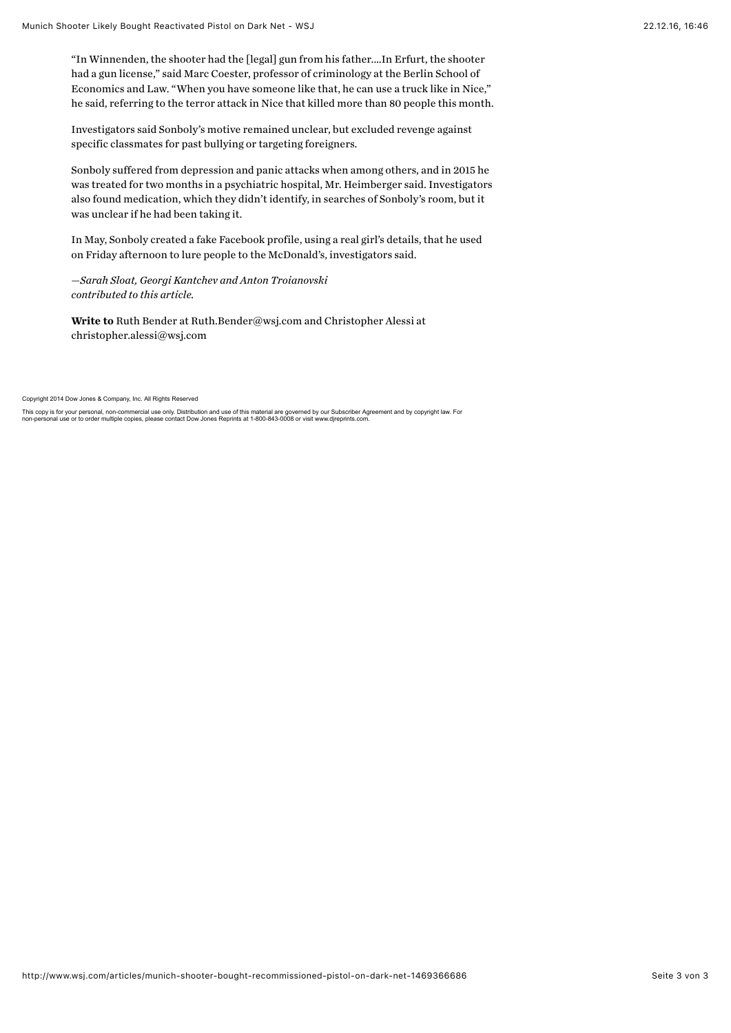"In Winnenden, the shooter had the [legal] gun from his father....In Erfurt, the shooter had a gun license," said Marc Coester, professor of criminology at the Berlin School of Economics and Law. "When you have someone like that, he can use a truck like in Nice," he said, referring to the terror attack in Nice that killed more than 80 people this month.

Investigators said Sonboly's motive remained unclear, but excluded revenge against specific classmates for past bullying or targeting foreigners.

Sonboly suffered from depression and panic attacks when among others, and in 2015 he was treated for two months in a psychiatric hospital, Mr. Heimberger said. Investigators also found medication, which they didn't identify, in searches of Sonboly's room, but it was unclear if he had been taking it.

In May, Sonboly created a fake Facebook profile, using a real girl's details, that he used on Friday afternoon to lure people to the McDonald's, investigators said.

*—Sarah Sloat, Georgi Kantchev and Anton Troianovski contributed to this article.*

**Write to** Ruth Bender at Ruth.Bender@wsj.com and Christopher Alessi at christopher.alessi@wsj.com

Copyright 2014 Dow Jones & Company, Inc. All Rights Reserved

This copy is for your personal, non-commercial use only. Distribution and use of this material are governed by our Subscriber Agreement and by copyright law. For non-personal use or to order multiple copies, please contact Dow Jones Reprints at 1-800-843-0008 or visit www.djreprints.com.